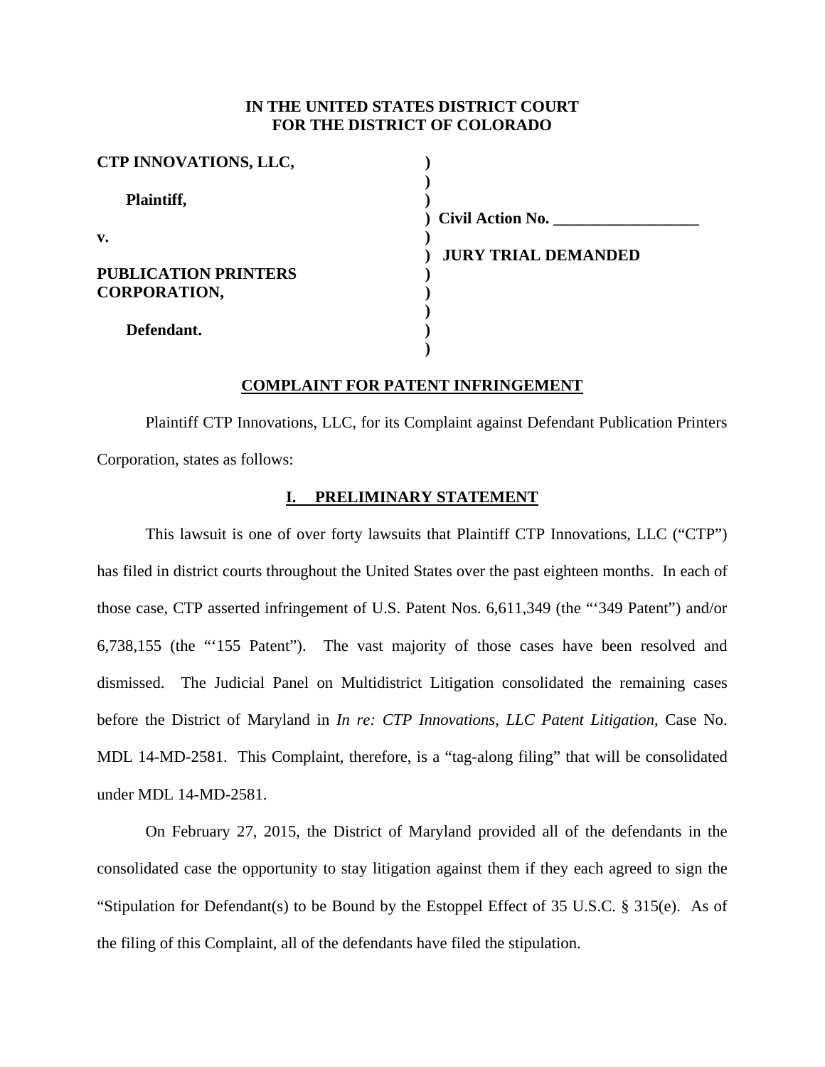**IN THE UNITED STATES DISTRICT COURT**
**FOR THE DISTRICT OF COLORADO**

| | | |
|---|---|---|
| **CTP INNOVATIONS, LLC,** | ) | |
| | ) | |
| **Plaintiff,** | ) | |
| | ) | **Civil Action No. \_\_\_\_\_\_\_\_\_\_\_\_\_\_\_\_\_\_** |
| **v.** | ) | |
| | ) | **JURY TRIAL DEMANDED** |
| **PUBLICATION PRINTERS CORPORATION,** | ) | |
| | ) | |
| | ) | |
| **Defendant.** | ) | |
| | ) | |

**COMPLAINT FOR PATENT INFRINGEMENT**

Plaintiff CTP Innovations, LLC, for its Complaint against Defendant Publication Printers Corporation, states as follows:

## I. PRELIMINARY STATEMENT

This lawsuit is one of over forty lawsuits that Plaintiff CTP Innovations, LLC ("CTP") has filed in district courts throughout the United States over the past eighteen months. In each of those case, CTP asserted infringement of U.S. Patent Nos. 6,611,349 (the "'349 Patent") and/or 6,738,155 (the "'155 Patent"). The vast majority of those cases have been resolved and dismissed. The Judicial Panel on Multidistrict Litigation consolidated the remaining cases before the District of Maryland in *In re: CTP Innovations, LLC Patent Litigation*, Case No. MDL 14-MD-2581. This Complaint, therefore, is a "tag-along filing" that will be consolidated under MDL 14-MD-2581.

On February 27, 2015, the District of Maryland provided all of the defendants in the consolidated case the opportunity to stay litigation against them if they each agreed to sign the "Stipulation for Defendant(s) to be Bound by the Estoppel Effect of 35 U.S.C. § 315(e). As of the filing of this Complaint, all of the defendants have filed the stipulation.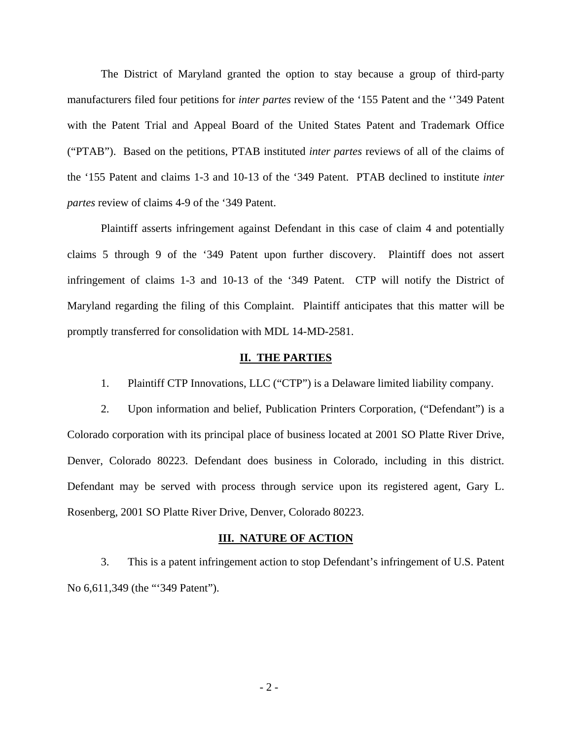The District of Maryland granted the option to stay because a group of third-party manufacturers filed four petitions for *inter partes* review of the '155 Patent and the ''349 Patent with the Patent Trial and Appeal Board of the United States Patent and Trademark Office ("PTAB"). Based on the petitions, PTAB instituted *inter partes* reviews of all of the claims of the '155 Patent and claims 1-3 and 10-13 of the '349 Patent. PTAB declined to institute *inter partes* review of claims 4-9 of the '349 Patent.

Plaintiff asserts infringement against Defendant in this case of claim 4 and potentially claims 5 through 9 of the '349 Patent upon further discovery. Plaintiff does not assert infringement of claims 1-3 and 10-13 of the '349 Patent. CTP will notify the District of Maryland regarding the filing of this Complaint. Plaintiff anticipates that this matter will be promptly transferred for consolidation with MDL 14-MD-2581.

## II. THE PARTIES

1. Plaintiff CTP Innovations, LLC ("CTP") is a Delaware limited liability company.

2. Upon information and belief, Publication Printers Corporation, ("Defendant") is a Colorado corporation with its principal place of business located at 2001 SO Platte River Drive, Denver, Colorado 80223. Defendant does business in Colorado, including in this district. Defendant may be served with process through service upon its registered agent, Gary L. Rosenberg, 2001 SO Platte River Drive, Denver, Colorado 80223.

## III. NATURE OF ACTION

3. This is a patent infringement action to stop Defendant's infringement of U.S. Patent No 6,611,349 (the "'349 Patent").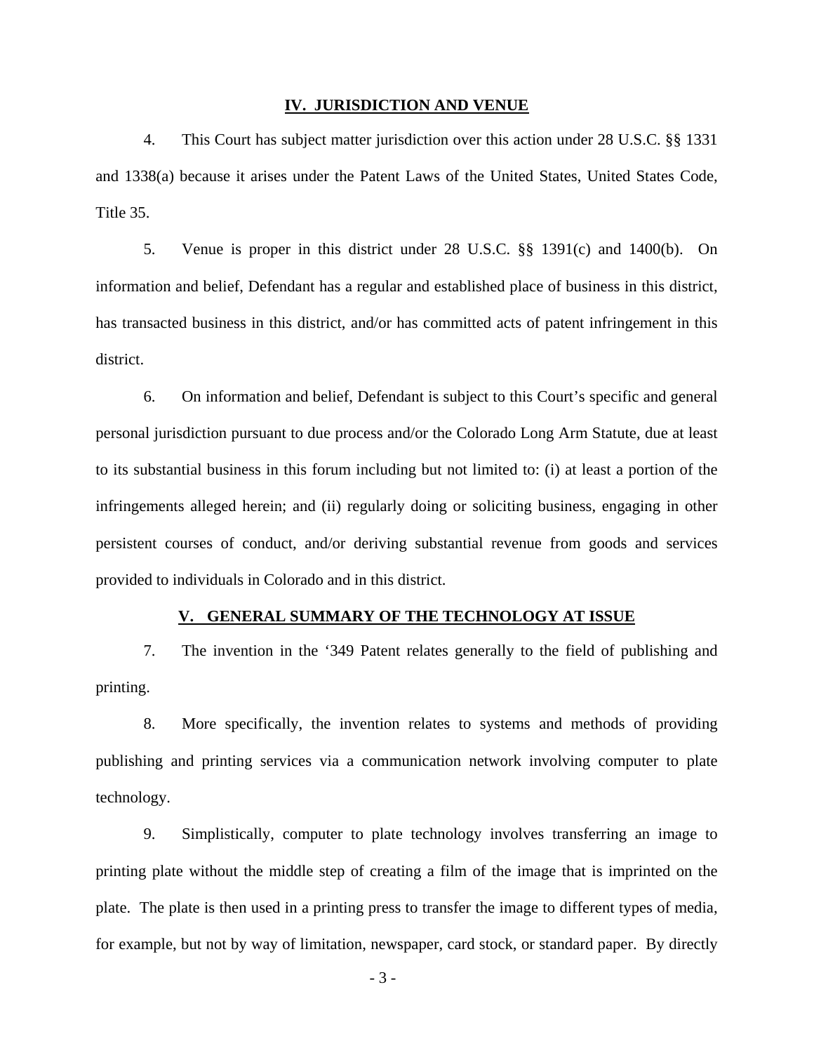## IV. JURISDICTION AND VENUE

4. This Court has subject matter jurisdiction over this action under 28 U.S.C. §§ 1331 and 1338(a) because it arises under the Patent Laws of the United States, United States Code, Title 35.

5. Venue is proper in this district under 28 U.S.C. §§ 1391(c) and 1400(b). On information and belief, Defendant has a regular and established place of business in this district, has transacted business in this district, and/or has committed acts of patent infringement in this district.

6. On information and belief, Defendant is subject to this Court's specific and general personal jurisdiction pursuant to due process and/or the Colorado Long Arm Statute, due at least to its substantial business in this forum including but not limited to: (i) at least a portion of the infringements alleged herein; and (ii) regularly doing or soliciting business, engaging in other persistent courses of conduct, and/or deriving substantial revenue from goods and services provided to individuals in Colorado and in this district.

## V. GENERAL SUMMARY OF THE TECHNOLOGY AT ISSUE

7. The invention in the '349 Patent relates generally to the field of publishing and printing.

8. More specifically, the invention relates to systems and methods of providing publishing and printing services via a communication network involving computer to plate technology.

9. Simplistically, computer to plate technology involves transferring an image to printing plate without the middle step of creating a film of the image that is imprinted on the plate. The plate is then used in a printing press to transfer the image to different types of media, for example, but not by way of limitation, newspaper, card stock, or standard paper. By directly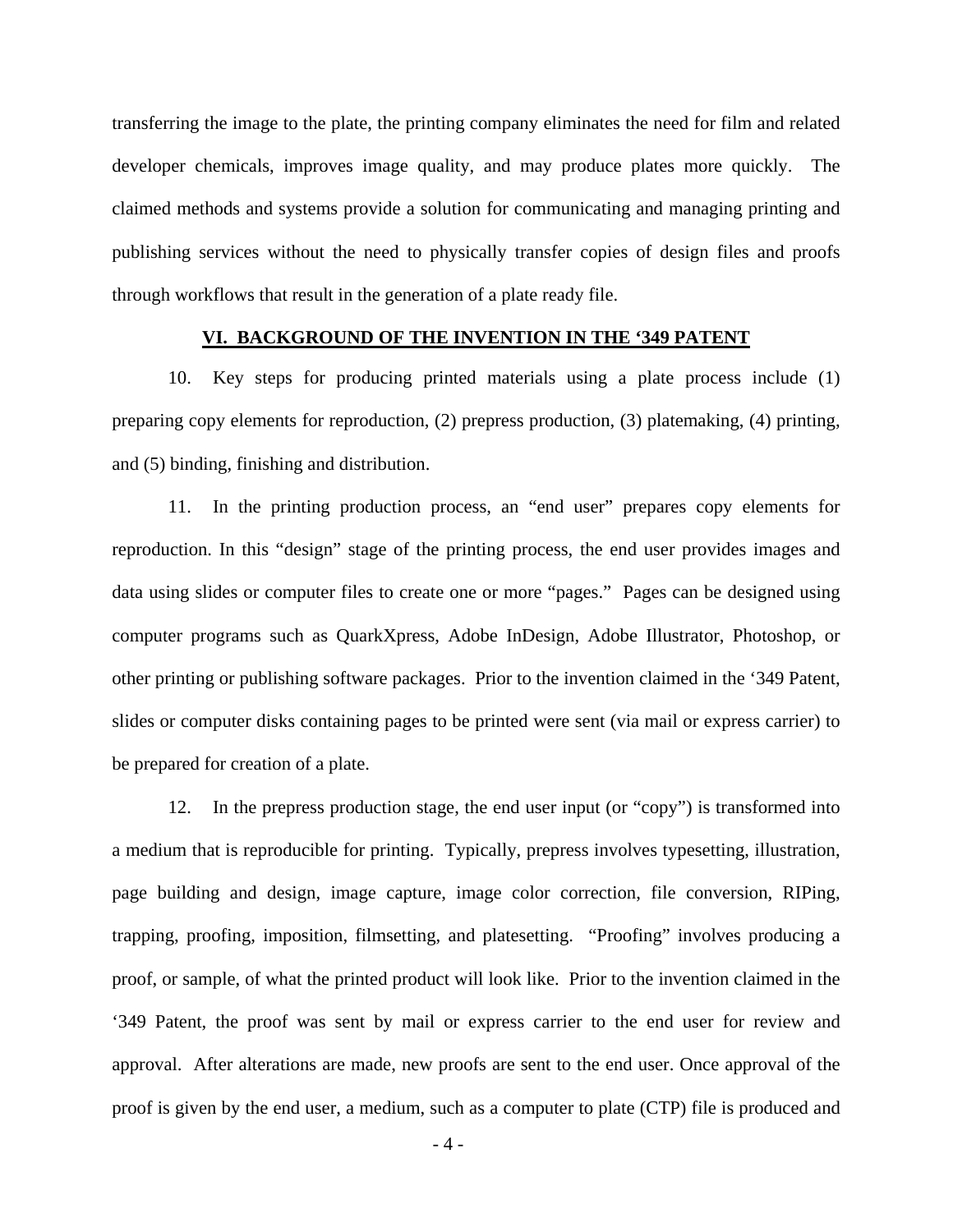transferring the image to the plate, the printing company eliminates the need for film and related developer chemicals, improves image quality, and may produce plates more quickly. The claimed methods and systems provide a solution for communicating and managing printing and publishing services without the need to physically transfer copies of design files and proofs through workflows that result in the generation of a plate ready file.

## VI. BACKGROUND OF THE INVENTION IN THE '349 PATENT

10. Key steps for producing printed materials using a plate process include (1) preparing copy elements for reproduction, (2) prepress production, (3) platemaking, (4) printing, and (5) binding, finishing and distribution.

11. In the printing production process, an "end user" prepares copy elements for reproduction. In this "design" stage of the printing process, the end user provides images and data using slides or computer files to create one or more "pages." Pages can be designed using computer programs such as QuarkXpress, Adobe InDesign, Adobe Illustrator, Photoshop, or other printing or publishing software packages. Prior to the invention claimed in the '349 Patent, slides or computer disks containing pages to be printed were sent (via mail or express carrier) to be prepared for creation of a plate.

12. In the prepress production stage, the end user input (or "copy") is transformed into a medium that is reproducible for printing. Typically, prepress involves typesetting, illustration, page building and design, image capture, image color correction, file conversion, RIPing, trapping, proofing, imposition, filmsetting, and platesetting. "Proofing" involves producing a proof, or sample, of what the printed product will look like. Prior to the invention claimed in the '349 Patent, the proof was sent by mail or express carrier to the end user for review and approval. After alterations are made, new proofs are sent to the end user. Once approval of the proof is given by the end user, a medium, such as a computer to plate (CTP) file is produced and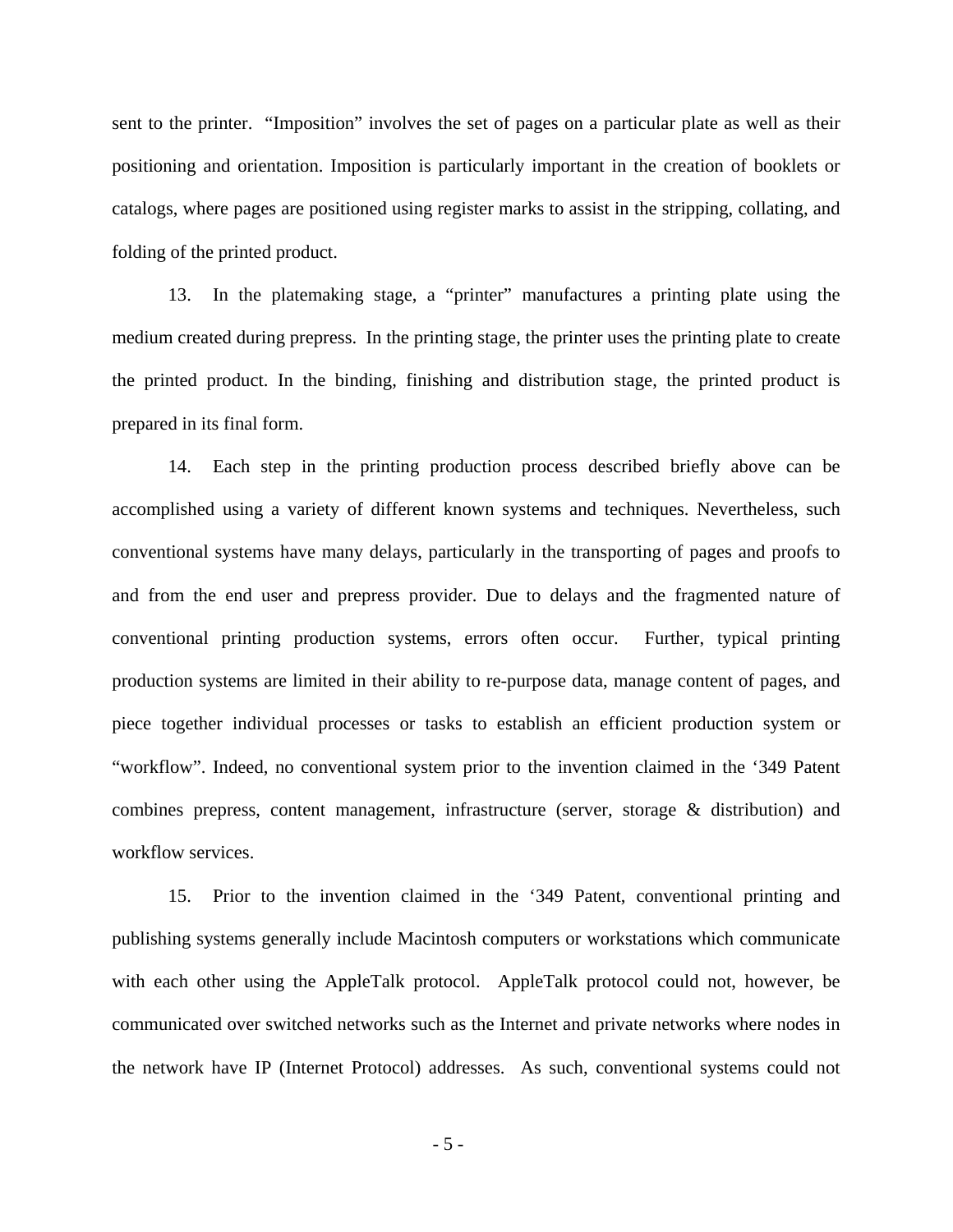sent to the printer. "Imposition" involves the set of pages on a particular plate as well as their positioning and orientation. Imposition is particularly important in the creation of booklets or catalogs, where pages are positioned using register marks to assist in the stripping, collating, and folding of the printed product.

13. In the platemaking stage, a "printer" manufactures a printing plate using the medium created during prepress. In the printing stage, the printer uses the printing plate to create the printed product. In the binding, finishing and distribution stage, the printed product is prepared in its final form.

14. Each step in the printing production process described briefly above can be accomplished using a variety of different known systems and techniques. Nevertheless, such conventional systems have many delays, particularly in the transporting of pages and proofs to and from the end user and prepress provider. Due to delays and the fragmented nature of conventional printing production systems, errors often occur. Further, typical printing production systems are limited in their ability to re-purpose data, manage content of pages, and piece together individual processes or tasks to establish an efficient production system or "workflow". Indeed, no conventional system prior to the invention claimed in the '349 Patent combines prepress, content management, infrastructure (server, storage & distribution) and workflow services.

15. Prior to the invention claimed in the '349 Patent, conventional printing and publishing systems generally include Macintosh computers or workstations which communicate with each other using the AppleTalk protocol. AppleTalk protocol could not, however, be communicated over switched networks such as the Internet and private networks where nodes in the network have IP (Internet Protocol) addresses. As such, conventional systems could not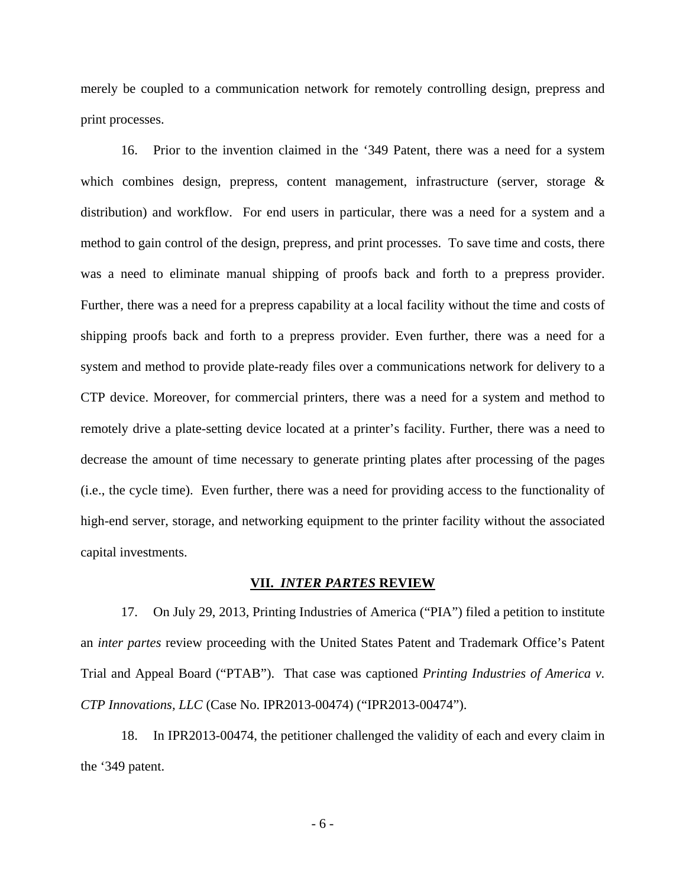merely be coupled to a communication network for remotely controlling design, prepress and print processes.

16. Prior to the invention claimed in the '349 Patent, there was a need for a system which combines design, prepress, content management, infrastructure (server, storage & distribution) and workflow. For end users in particular, there was a need for a system and a method to gain control of the design, prepress, and print processes. To save time and costs, there was a need to eliminate manual shipping of proofs back and forth to a prepress provider. Further, there was a need for a prepress capability at a local facility without the time and costs of shipping proofs back and forth to a prepress provider. Even further, there was a need for a system and method to provide plate-ready files over a communications network for delivery to a CTP device. Moreover, for commercial printers, there was a need for a system and method to remotely drive a plate-setting device located at a printer's facility. Further, there was a need to decrease the amount of time necessary to generate printing plates after processing of the pages (i.e., the cycle time). Even further, there was a need for providing access to the functionality of high-end server, storage, and networking equipment to the printer facility without the associated capital investments.

## VII. *INTER PARTES* REVIEW

17. On July 29, 2013, Printing Industries of America ("PIA") filed a petition to institute an *inter partes* review proceeding with the United States Patent and Trademark Office's Patent Trial and Appeal Board ("PTAB"). That case was captioned *Printing Industries of America v. CTP Innovations, LLC* (Case No. IPR2013-00474) ("IPR2013-00474").

18. In IPR2013-00474, the petitioner challenged the validity of each and every claim in the '349 patent.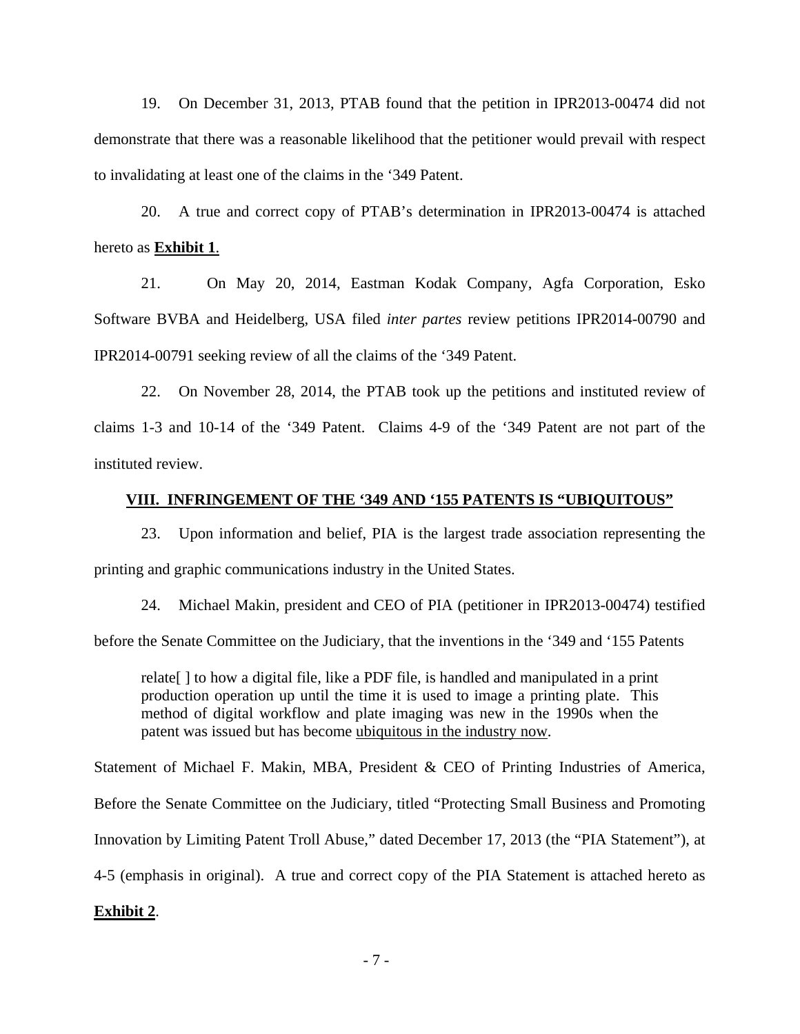19. On December 31, 2013, PTAB found that the petition in IPR2013-00474 did not demonstrate that there was a reasonable likelihood that the petitioner would prevail with respect to invalidating at least one of the claims in the '349 Patent.

20. A true and correct copy of PTAB's determination in IPR2013-00474 is attached hereto as **<u>Exhibit 1</u>**.

21. On May 20, 2014, Eastman Kodak Company, Agfa Corporation, Esko Software BVBA and Heidelberg, USA filed *inter partes* review petitions IPR2014-00790 and IPR2014-00791 seeking review of all the claims of the '349 Patent.

22. On November 28, 2014, the PTAB took up the petitions and instituted review of claims 1-3 and 10-14 of the '349 Patent. Claims 4-9 of the '349 Patent are not part of the instituted review.

## <u>VIII. INFRINGEMENT OF THE '349 AND '155 PATENTS IS "UBIQUITOUS"</u>

23. Upon information and belief, PIA is the largest trade association representing the printing and graphic communications industry in the United States.

24. Michael Makin, president and CEO of PIA (petitioner in IPR2013-00474) testified before the Senate Committee on the Judiciary, that the inventions in the '349 and '155 Patents

> relate[ ] to how a digital file, like a PDF file, is handled and manipulated in a print production operation up until the time it is used to image a printing plate. This method of digital workflow and plate imaging was new in the 1990s when the patent was issued but has become <u>ubiquitous in the industry now</u>.

Statement of Michael F. Makin, MBA, President & CEO of Printing Industries of America, Before the Senate Committee on the Judiciary, titled "Protecting Small Business and Promoting Innovation by Limiting Patent Troll Abuse," dated December 17, 2013 (the "PIA Statement"), at 4-5 (emphasis in original). A true and correct copy of the PIA Statement is attached hereto as **<u>Exhibit 2</u>**.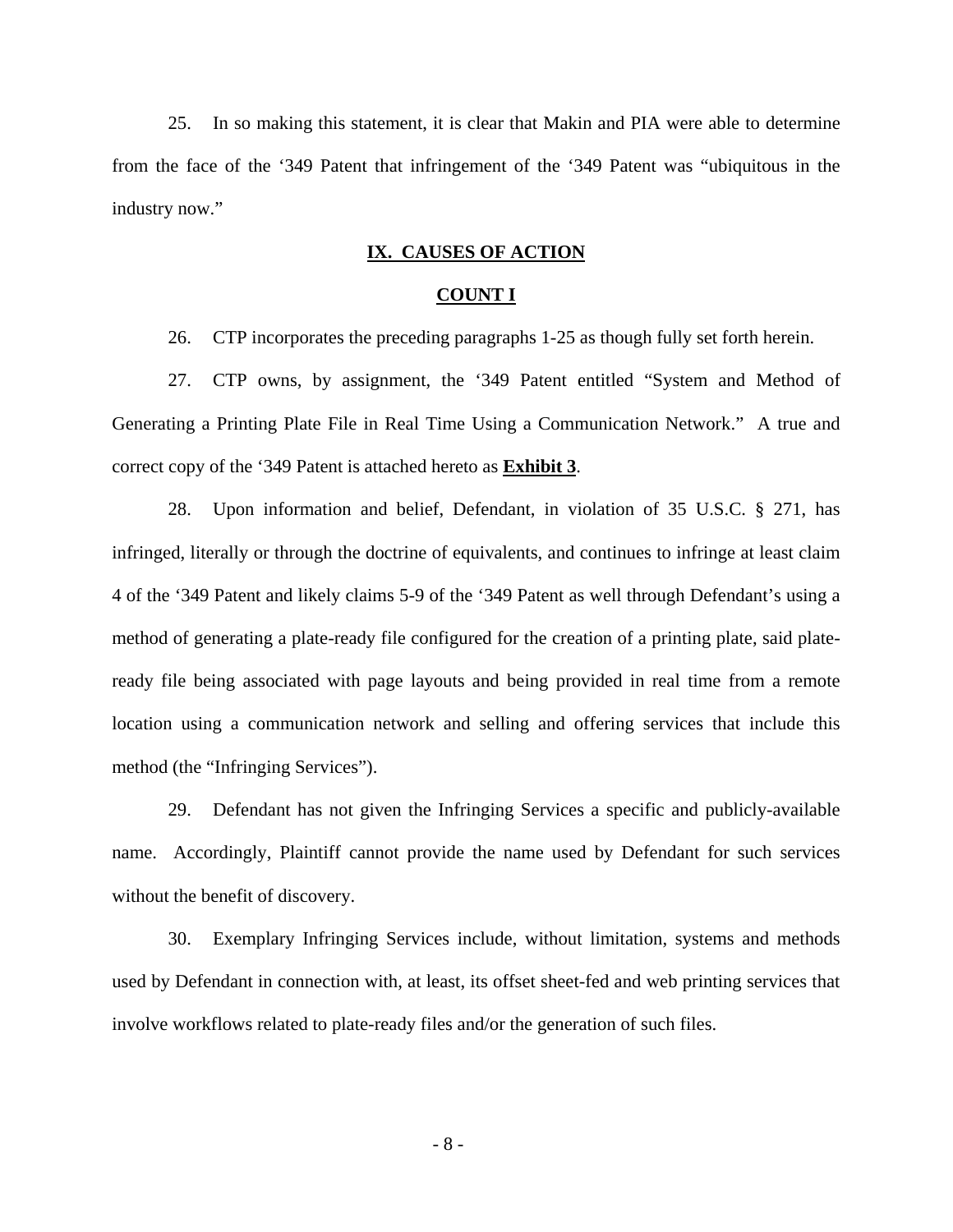25. In so making this statement, it is clear that Makin and PIA were able to determine from the face of the ‘349 Patent that infringement of the ‘349 Patent was “ubiquitous in the industry now.”

## IX. CAUSES OF ACTION

### COUNT I

26. CTP incorporates the preceding paragraphs 1-25 as though fully set forth herein.

27. CTP owns, by assignment, the ‘349 Patent entitled “System and Method of Generating a Printing Plate File in Real Time Using a Communication Network.” A true and correct copy of the ‘349 Patent is attached hereto as **Exhibit 3**.

28. Upon information and belief, Defendant, in violation of 35 U.S.C. § 271, has infringed, literally or through the doctrine of equivalents, and continues to infringe at least claim 4 of the ‘349 Patent and likely claims 5-9 of the ‘349 Patent as well through Defendant’s using a method of generating a plate-ready file configured for the creation of a printing plate, said plate-ready file being associated with page layouts and being provided in real time from a remote location using a communication network and selling and offering services that include this method (the “Infringing Services”).

29. Defendant has not given the Infringing Services a specific and publicly-available name. Accordingly, Plaintiff cannot provide the name used by Defendant for such services without the benefit of discovery.

30. Exemplary Infringing Services include, without limitation, systems and methods used by Defendant in connection with, at least, its offset sheet-fed and web printing services that involve workflows related to plate-ready files and/or the generation of such files.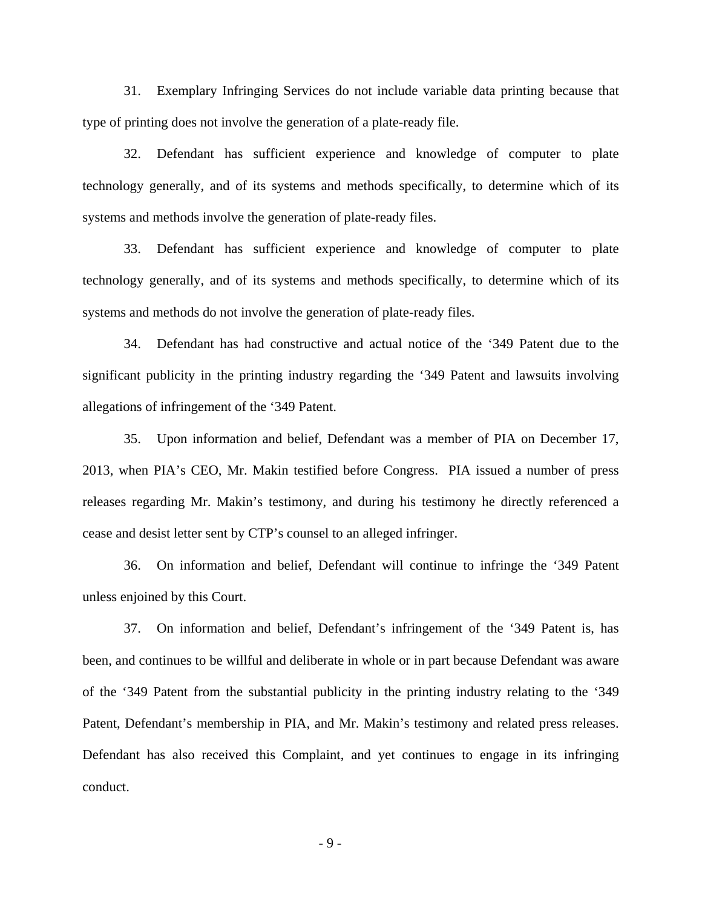31. Exemplary Infringing Services do not include variable data printing because that type of printing does not involve the generation of a plate-ready file.

32. Defendant has sufficient experience and knowledge of computer to plate technology generally, and of its systems and methods specifically, to determine which of its systems and methods involve the generation of plate-ready files.

33. Defendant has sufficient experience and knowledge of computer to plate technology generally, and of its systems and methods specifically, to determine which of its systems and methods do not involve the generation of plate-ready files.

34. Defendant has had constructive and actual notice of the '349 Patent due to the significant publicity in the printing industry regarding the '349 Patent and lawsuits involving allegations of infringement of the '349 Patent.

35. Upon information and belief, Defendant was a member of PIA on December 17, 2013, when PIA's CEO, Mr. Makin testified before Congress. PIA issued a number of press releases regarding Mr. Makin's testimony, and during his testimony he directly referenced a cease and desist letter sent by CTP's counsel to an alleged infringer.

36. On information and belief, Defendant will continue to infringe the '349 Patent unless enjoined by this Court.

37. On information and belief, Defendant's infringement of the '349 Patent is, has been, and continues to be willful and deliberate in whole or in part because Defendant was aware of the '349 Patent from the substantial publicity in the printing industry relating to the '349 Patent, Defendant's membership in PIA, and Mr. Makin's testimony and related press releases. Defendant has also received this Complaint, and yet continues to engage in its infringing conduct.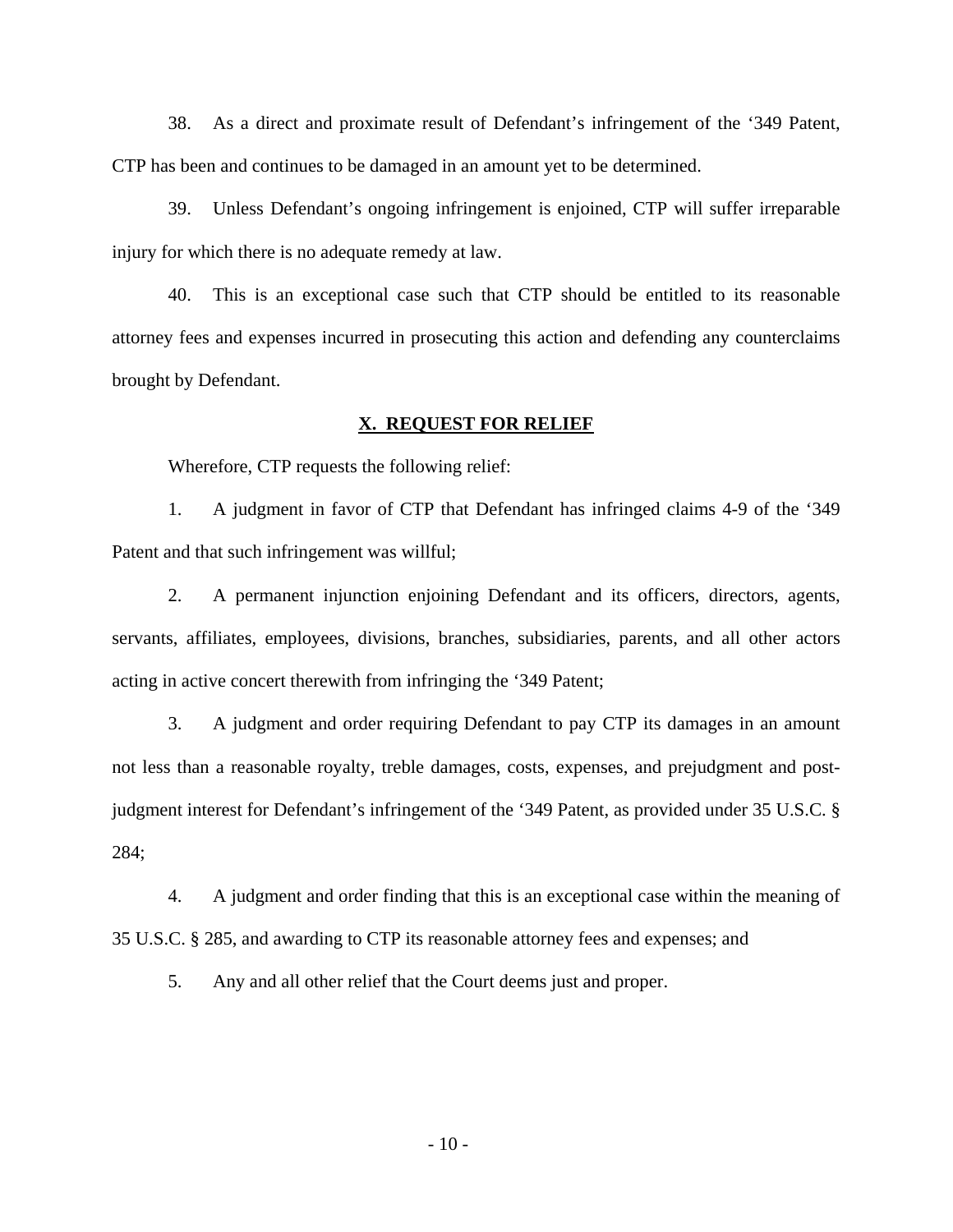38. As a direct and proximate result of Defendant's infringement of the '349 Patent, CTP has been and continues to be damaged in an amount yet to be determined.

39. Unless Defendant's ongoing infringement is enjoined, CTP will suffer irreparable injury for which there is no adequate remedy at law.

40. This is an exceptional case such that CTP should be entitled to its reasonable attorney fees and expenses incurred in prosecuting this action and defending any counterclaims brought by Defendant.

## X. REQUEST FOR RELIEF

Wherefore, CTP requests the following relief:

1. A judgment in favor of CTP that Defendant has infringed claims 4-9 of the '349 Patent and that such infringement was willful;

2. A permanent injunction enjoining Defendant and its officers, directors, agents, servants, affiliates, employees, divisions, branches, subsidiaries, parents, and all other actors acting in active concert therewith from infringing the '349 Patent;

3. A judgment and order requiring Defendant to pay CTP its damages in an amount not less than a reasonable royalty, treble damages, costs, expenses, and prejudgment and post-judgment interest for Defendant's infringement of the '349 Patent, as provided under 35 U.S.C. § 284;

4. A judgment and order finding that this is an exceptional case within the meaning of 35 U.S.C. § 285, and awarding to CTP its reasonable attorney fees and expenses; and

5. Any and all other relief that the Court deems just and proper.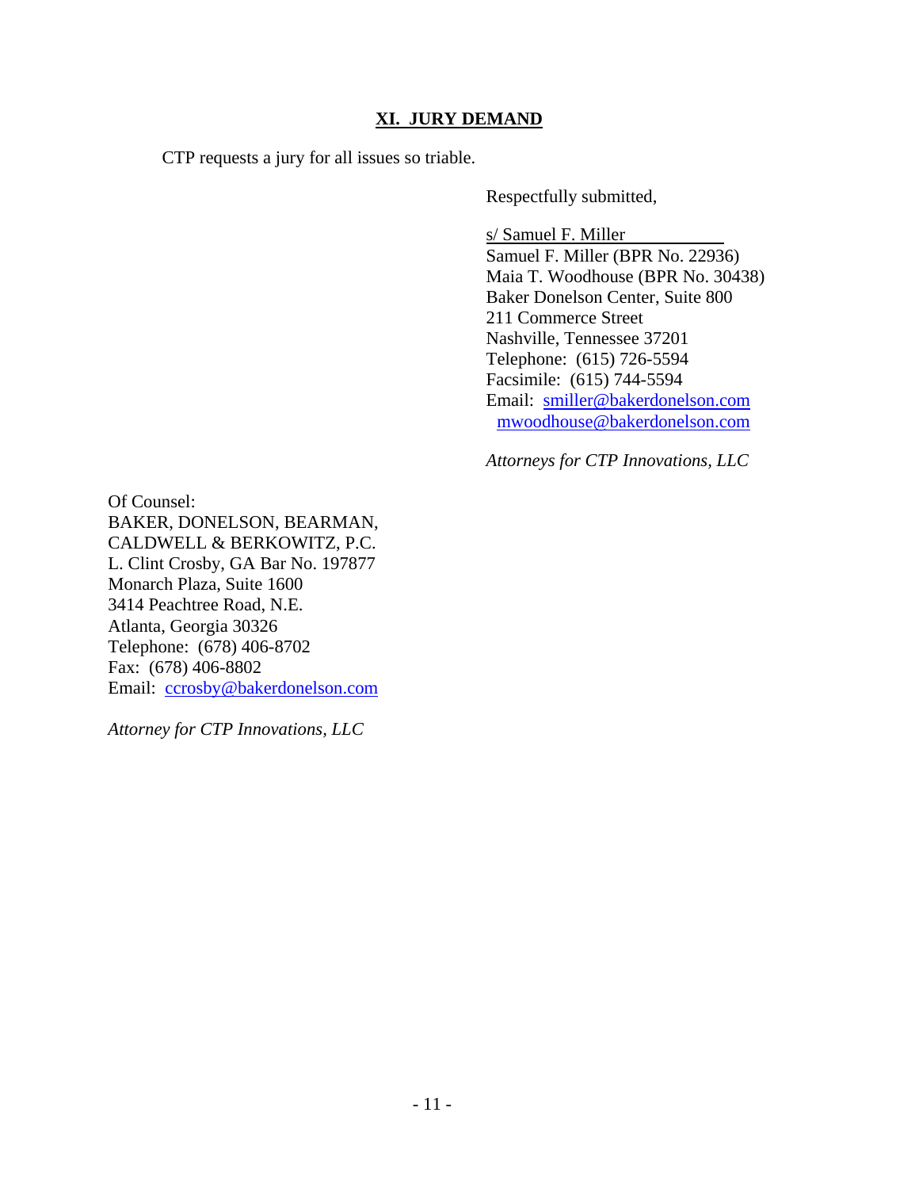## **XI. JURY DEMAND**

CTP requests a jury for all issues so triable.

Respectfully submitted,

s/ Samuel F. Miller
Samuel F. Miller (BPR No. 22936)
Maia T. Woodhouse (BPR No. 30438)
Baker Donelson Center, Suite 800
211 Commerce Street
Nashville, Tennessee 37201
Telephone: (615) 726-5594
Facsimile: (615) 744-5594
Email: smiller@bakerdonelson.com
mwoodhouse@bakerdonelson.com

*Attorneys for CTP Innovations, LLC*

Of Counsel:
BAKER, DONELSON, BEARMAN,
CALDWELL & BERKOWITZ, P.C.
L. Clint Crosby, GA Bar No. 197877
Monarch Plaza, Suite 1600
3414 Peachtree Road, N.E.
Atlanta, Georgia 30326
Telephone: (678) 406-8702
Fax: (678) 406-8802
Email: ccrosby@bakerdonelson.com

*Attorney for CTP Innovations, LLC*